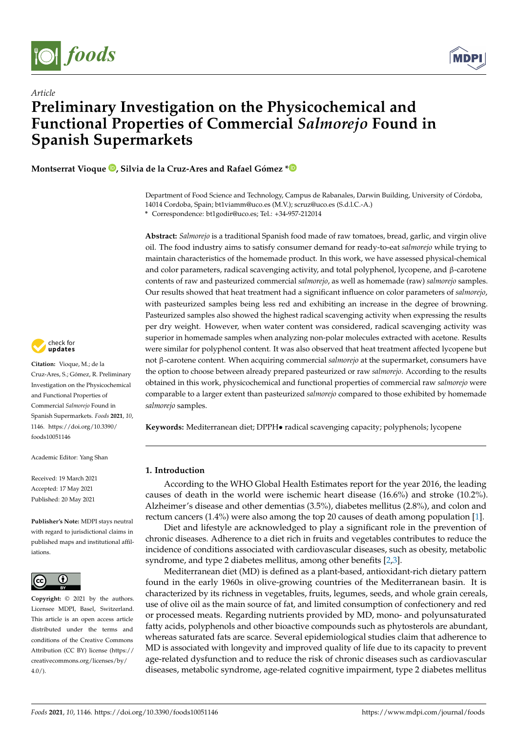*Article*

# Preliminary Investigation on the Physicochemical and Functional Properties of Commercial *Salmorejo* Found in Spanish Supermarkets

**Montserrat Vioque, Silvia de la Cruz-Ares and Rafael Gómez ***

Department of Food Science and Technology, Campus de Rabanales, Darwin Building, University of Córdoba, 14014 Cordoba, Spain; bt1viamm@uco.es (M.V.); scruz@uco.es (S.d.l.C.-A.)
* Correspondence: bt1godir@uco.es; Tel.: +34-957-212014

**Abstract:** *Salmorejo* is a traditional Spanish food made of raw tomatoes, bread, garlic, and virgin olive oil. The food industry aims to satisfy consumer demand for ready-to-eat *salmorejo* while trying to maintain characteristics of the homemade product. In this work, we have assessed physical-chemical and color parameters, radical scavenging activity, and total polyphenol, lycopene, and β-carotene contents of raw and pasteurized commercial *salmorejo*, as well as homemade (raw) *salmorejo* samples. Our results showed that heat treatment had a significant influence on color parameters of *salmorejo*, with pasteurized samples being less red and exhibiting an increase in the degree of browning. Pasteurized samples also showed the highest radical scavenging activity when expressing the results per dry weight. However, when water content was considered, radical scavenging activity was superior in homemade samples when analyzing non-polar molecules extracted with acetone. Results were similar for polyphenol content. It was also observed that heat treatment affected lycopene but not β-carotene content. When acquiring commercial *salmorejo* at the supermarket, consumers have the option to choose between already prepared pasteurized or raw *salmorejo*. According to the results obtained in this work, physicochemical and functional properties of commercial raw *salmorejo* were comparable to a larger extent than pasteurized *salmorejo* compared to those exhibited by homemade *salmorejo* samples.

**Keywords:** Mediterranean diet; DPPH● radical scavenging capacity; polyphenols; lycopene

**Citation:** Vioque, M.; de la Cruz-Ares, S.; Gómez, R. Preliminary Investigation on the Physicochemical and Functional Properties of Commercial *Salmorejo* Found in Spanish Supermarkets. *Foods* **2021**, *10*, 1146. https://doi.org/10.3390/foods10051146

Academic Editor: Yang Shan

Received: 19 March 2021
Accepted: 17 May 2021
Published: 20 May 2021

**Publisher's Note:** MDPI stays neutral with regard to jurisdictional claims in published maps and institutional affiliations.

**Copyright:** © 2021 by the authors. Licensee MDPI, Basel, Switzerland. This article is an open access article distributed under the terms and conditions of the Creative Commons Attribution (CC BY) license (https://creativecommons.org/licenses/by/4.0/).

## 1. Introduction

According to the WHO Global Health Estimates report for the year 2016, the leading causes of death in the world were ischemic heart disease (16.6%) and stroke (10.2%). Alzheimer's disease and other dementias (3.5%), diabetes mellitus (2.8%), and colon and rectum cancers (1.4%) were also among the top 20 causes of death among population [1].

Diet and lifestyle are acknowledged to play a significant role in the prevention of chronic diseases. Adherence to a diet rich in fruits and vegetables contributes to reduce the incidence of conditions associated with cardiovascular diseases, such as obesity, metabolic syndrome, and type 2 diabetes mellitus, among other benefits [2,3].

Mediterranean diet (MD) is defined as a plant-based, antioxidant-rich dietary pattern found in the early 1960s in olive-growing countries of the Mediterranean basin. It is characterized by its richness in vegetables, fruits, legumes, seeds, and whole grain cereals, use of olive oil as the main source of fat, and limited consumption of confectionery and red or processed meats. Regarding nutrients provided by MD, mono- and polyunsaturated fatty acids, polyphenols and other bioactive compounds such as phytosterols are abundant, whereas saturated fats are scarce. Several epidemiological studies claim that adherence to MD is associated with longevity and improved quality of life due to its capacity to prevent age-related dysfunction and to reduce the risk of chronic diseases such as cardiovascular diseases, metabolic syndrome, age-related cognitive impairment, type 2 diabetes mellitus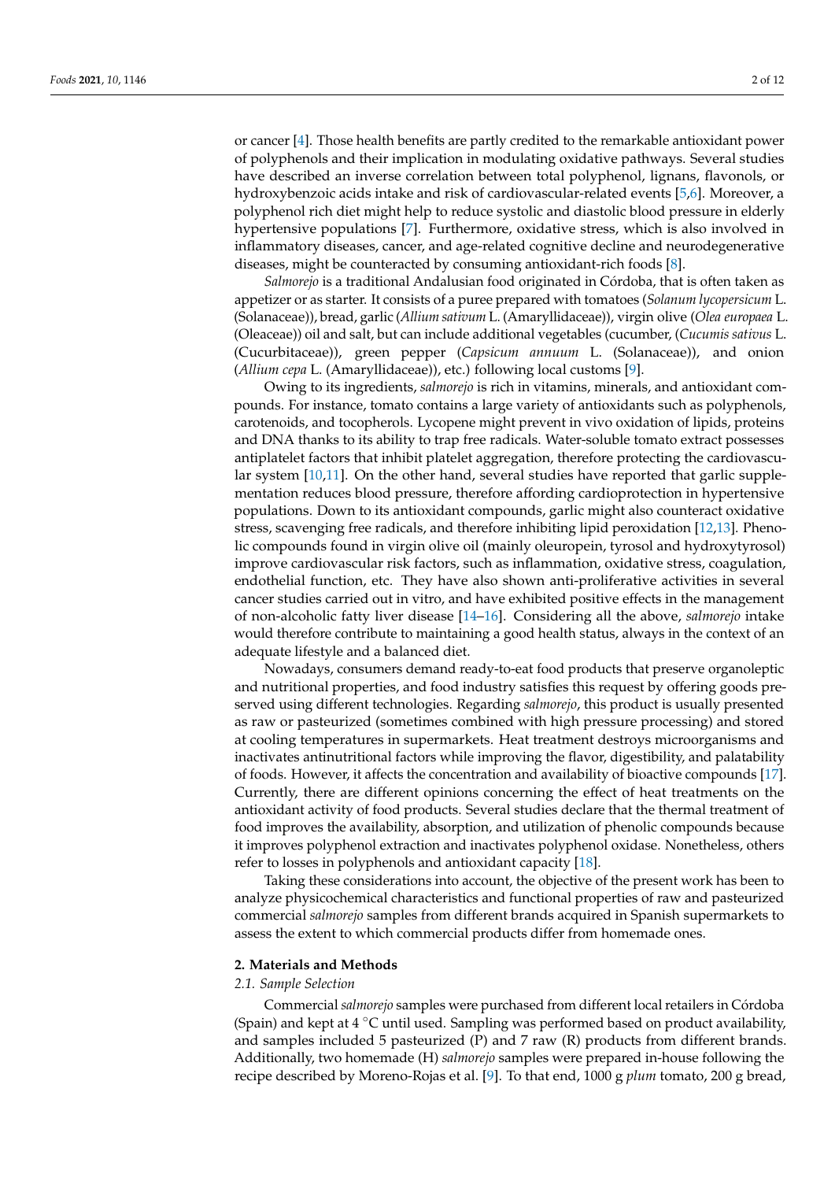or cancer [4]. Those health benefits are partly credited to the remarkable antioxidant power of polyphenols and their implication in modulating oxidative pathways. Several studies have described an inverse correlation between total polyphenol, lignans, flavonols, or hydroxybenzoic acids intake and risk of cardiovascular-related events [5,6]. Moreover, a polyphenol rich diet might help to reduce systolic and diastolic blood pressure in elderly hypertensive populations [7]. Furthermore, oxidative stress, which is also involved in inflammatory diseases, cancer, and age-related cognitive decline and neurodegenerative diseases, might be counteracted by consuming antioxidant-rich foods [8].

*Salmorejo* is a traditional Andalusian food originated in Córdoba, that is often taken as appetizer or as starter. It consists of a puree prepared with tomatoes (*Solanum lycopersicum* L. (Solanaceae)), bread, garlic (*Allium sativum* L. (Amaryllidaceae)), virgin olive (*Olea europaea* L. (Oleaceae)) oil and salt, but can include additional vegetables (cucumber, (*Cucumis sativus* L. (Cucurbitaceae)), green pepper (*Capsicum annuum* L. (Solanaceae)), and onion (*Allium cepa* L. (Amaryllidaceae)), etc.) following local customs [9].

Owing to its ingredients, *salmorejo* is rich in vitamins, minerals, and antioxidant compounds. For instance, tomato contains a large variety of antioxidants such as polyphenols, carotenoids, and tocopherols. Lycopene might prevent in vivo oxidation of lipids, proteins and DNA thanks to its ability to trap free radicals. Water-soluble tomato extract possesses antiplatelet factors that inhibit platelet aggregation, therefore protecting the cardiovascular system [10,11]. On the other hand, several studies have reported that garlic supplementation reduces blood pressure, therefore affording cardioprotection in hypertensive populations. Down to its antioxidant compounds, garlic might also counteract oxidative stress, scavenging free radicals, and therefore inhibiting lipid peroxidation [12,13]. Phenolic compounds found in virgin olive oil (mainly oleuropein, tyrosol and hydroxytyrosol) improve cardiovascular risk factors, such as inflammation, oxidative stress, coagulation, endothelial function, etc. They have also shown anti-proliferative activities in several cancer studies carried out in vitro, and have exhibited positive effects in the management of non-alcoholic fatty liver disease [14–16]. Considering all the above, *salmorejo* intake would therefore contribute to maintaining a good health status, always in the context of an adequate lifestyle and a balanced diet.

Nowadays, consumers demand ready-to-eat food products that preserve organoleptic and nutritional properties, and food industry satisfies this request by offering goods preserved using different technologies. Regarding *salmorejo*, this product is usually presented as raw or pasteurized (sometimes combined with high pressure processing) and stored at cooling temperatures in supermarkets. Heat treatment destroys microorganisms and inactivates antinutritional factors while improving the flavor, digestibility, and palatability of foods. However, it affects the concentration and availability of bioactive compounds [17]. Currently, there are different opinions concerning the effect of heat treatments on the antioxidant activity of food products. Several studies declare that the thermal treatment of food improves the availability, absorption, and utilization of phenolic compounds because it improves polyphenol extraction and inactivates polyphenol oxidase. Nonetheless, others refer to losses in polyphenols and antioxidant capacity [18].

Taking these considerations into account, the objective of the present work has been to analyze physicochemical characteristics and functional properties of raw and pasteurized commercial *salmorejo* samples from different brands acquired in Spanish supermarkets to assess the extent to which commercial products differ from homemade ones.

## 2. Materials and Methods

### 2.1. Sample Selection

Commercial *salmorejo* samples were purchased from different local retailers in Córdoba (Spain) and kept at 4 °C until used. Sampling was performed based on product availability, and samples included 5 pasteurized (P) and 7 raw (R) products from different brands. Additionally, two homemade (H) *salmorejo* samples were prepared in-house following the recipe described by Moreno-Rojas et al. [9]. To that end, 1000 g *plum* tomato, 200 g bread,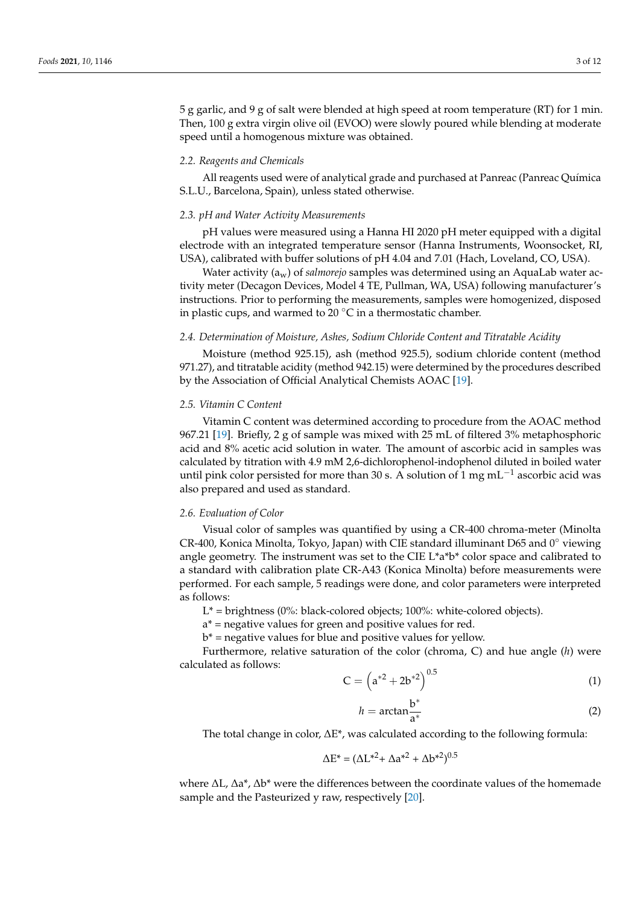5 g garlic, and 9 g of salt were blended at high speed at room temperature (RT) for 1 min. Then, 100 g extra virgin olive oil (EVOO) were slowly poured while blending at moderate speed until a homogenous mixture was obtained.

### *2.2. Reagents and Chemicals*

All reagents used were of analytical grade and purchased at Panreac (Panreac Química S.L.U., Barcelona, Spain), unless stated otherwise.

### *2.3. pH and Water Activity Measurements*

pH values were measured using a Hanna HI 2020 pH meter equipped with a digital electrode with an integrated temperature sensor (Hanna Instruments, Woonsocket, RI, USA), calibrated with buffer solutions of pH 4.04 and 7.01 (Hach, Loveland, CO, USA).

Water activity ($a_w$) of *salmorejo* samples was determined using an AquaLab water activity meter (Decagon Devices, Model 4 TE, Pullman, WA, USA) following manufacturer's instructions. Prior to performing the measurements, samples were homogenized, disposed in plastic cups, and warmed to 20 °C in a thermostatic chamber.

### *2.4. Determination of Moisture, Ashes, Sodium Chloride Content and Titratable Acidity*

Moisture (method 925.15), ash (method 925.5), sodium chloride content (method 971.27), and titratable acidity (method 942.15) were determined by the procedures described by the Association of Official Analytical Chemists AOAC [19].

### *2.5. Vitamin C Content*

Vitamin C content was determined according to procedure from the AOAC method 967.21 [19]. Briefly, 2 g of sample was mixed with 25 mL of filtered 3% metaphosphoric acid and 8% acetic acid solution in water. The amount of ascorbic acid in samples was calculated by titration with 4.9 mM 2,6-dichlorophenol-indophenol diluted in boiled water until pink color persisted for more than 30 s. A solution of 1 mg $mL^{-1}$ ascorbic acid was also prepared and used as standard.

### *2.6. Evaluation of Color*

Visual color of samples was quantified by using a CR-400 chroma-meter (Minolta CR-400, Konica Minolta, Tokyo, Japan) with CIE standard illuminant D65 and 0° viewing angle geometry. The instrument was set to the CIE L*a*b* color space and calibrated to a standard with calibration plate CR-A43 (Konica Minolta) before measurements were performed. For each sample, 5 readings were done, and color parameters were interpreted as follows:

L* = brightness (0%: black-colored objects; 100%: white-colored objects).

a* = negative values for green and positive values for red.

b* = negative values for blue and positive values for yellow.

Furthermore, relative saturation of the color (chroma, C) and hue angle (*h*) were calculated as follows:

$$C = \left(a^{*2} + 2b^{*2}\right)^{0.5} \tag{1}$$

$$h = \arctan\frac{b^*}{a^*} \tag{2}$$

The total change in color, ΔE*, was calculated according to the following formula:

$$\Delta E^* = (\Delta L^{*2} + \Delta a^{*2} + \Delta b^{*2})^{0.5}$$

where ΔL, Δa*, Δb* were the differences between the coordinate values of the homemade sample and the Pasteurized y raw, respectively [20].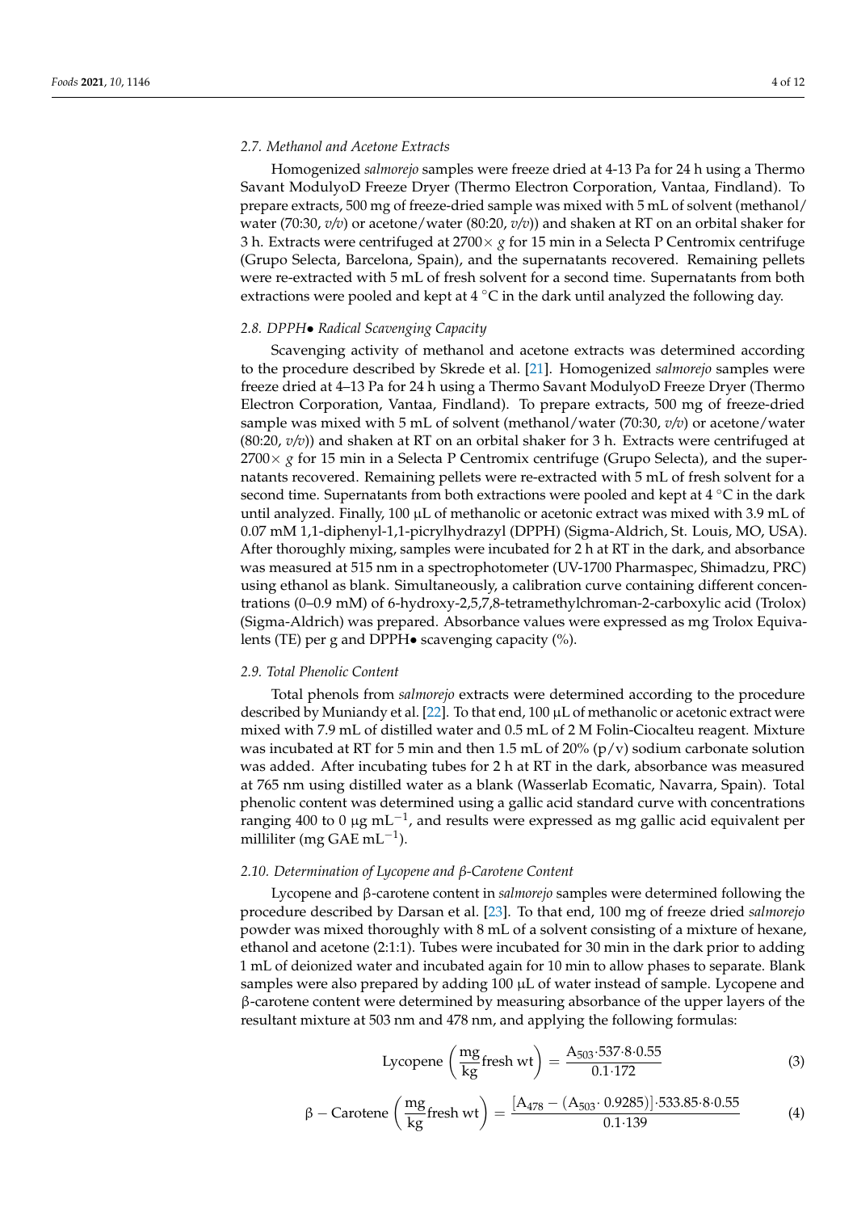### 2.7. Methanol and Acetone Extracts

Homogenized *salmorejo* samples were freeze dried at 4-13 Pa for 24 h using a Thermo Savant ModulyoD Freeze Dryer (Thermo Electron Corporation, Vantaa, Findland). To prepare extracts, 500 mg of freeze-dried sample was mixed with 5 mL of solvent (methanol/water (70:30, *v/v*) or acetone/water (80:20, *v/v*)) and shaken at RT on an orbital shaker for 3 h. Extracts were centrifuged at 2700× *g* for 15 min in a Selecta P Centromix centrifuge (Grupo Selecta, Barcelona, Spain), and the supernatants recovered. Remaining pellets were re-extracted with 5 mL of fresh solvent for a second time. Supernatants from both extractions were pooled and kept at 4 °C in the dark until analyzed the following day.

### 2.8. DPPH• Radical Scavenging Capacity

Scavenging activity of methanol and acetone extracts was determined according to the procedure described by Skrede et al. [21]. Homogenized *salmorejo* samples were freeze dried at 4–13 Pa for 24 h using a Thermo Savant ModulyoD Freeze Dryer (Thermo Electron Corporation, Vantaa, Findland). To prepare extracts, 500 mg of freeze-dried sample was mixed with 5 mL of solvent (methanol/water (70:30, *v/v*) or acetone/water (80:20, *v/v*)) and shaken at RT on an orbital shaker for 3 h. Extracts were centrifuged at 2700× *g* for 15 min in a Selecta P Centromix centrifuge (Grupo Selecta), and the supernatants recovered. Remaining pellets were re-extracted with 5 mL of fresh solvent for a second time. Supernatants from both extractions were pooled and kept at 4 °C in the dark until analyzed. Finally, 100 µL of methanolic or acetonic extract was mixed with 3.9 mL of 0.07 mM 1,1-diphenyl-1,1-picrylhydrazyl (DPPH) (Sigma-Aldrich, St. Louis, MO, USA). After thoroughly mixing, samples were incubated for 2 h at RT in the dark, and absorbance was measured at 515 nm in a spectrophotometer (UV-1700 Pharmaspec, Shimadzu, PRC) using ethanol as blank. Simultaneously, a calibration curve containing different concentrations (0–0.9 mM) of 6-hydroxy-2,5,7,8-tetramethylchroman-2-carboxylic acid (Trolox) (Sigma-Aldrich) was prepared. Absorbance values were expressed as mg Trolox Equivalents (TE) per g and DPPH• scavenging capacity (%).

### 2.9. Total Phenolic Content

Total phenols from *salmorejo* extracts were determined according to the procedure described by Muniandy et al. [22]. To that end, 100 µL of methanolic or acetonic extract were mixed with 7.9 mL of distilled water and 0.5 mL of 2 M Folin-Ciocalteu reagent. Mixture was incubated at RT for 5 min and then 1.5 mL of 20% (p/v) sodium carbonate solution was added. After incubating tubes for 2 h at RT in the dark, absorbance was measured at 765 nm using distilled water as a blank (Wasserlab Ecomatic, Navarra, Spain). Total phenolic content was determined using a gallic acid standard curve with concentrations ranging 400 to 0 µg $mL^{-1}$, and results were expressed as mg gallic acid equivalent per milliliter (mg GAE $mL^{-1}$).

### 2.10. Determination of Lycopene and β-Carotene Content

Lycopene and β-carotene content in *salmorejo* samples were determined following the procedure described by Darsan et al. [23]. To that end, 100 mg of freeze dried *salmorejo* powder was mixed thoroughly with 8 mL of a solvent consisting of a mixture of hexane, ethanol and acetone (2:1:1). Tubes were incubated for 30 min in the dark prior to adding 1 mL of deionized water and incubated again for 10 min to allow phases to separate. Blank samples were also prepared by adding 100 µL of water instead of sample. Lycopene and β-carotene content were determined by measuring absorbance of the upper layers of the resultant mixture at 503 nm and 478 nm, and applying the following formulas:

$$\text{Lycopene}\left(\frac{\text{mg}}{\text{kg}}\text{fresh wt}\right) = \frac{A_{503} \cdot 537 \cdot 8 \cdot 0.55}{0.1 \cdot 172} \tag{3}$$

$$\beta-\text{Carotene}\left(\frac{\text{mg}}{\text{kg}}\text{fresh wt}\right) = \frac{[A_{478} - (A_{503} \cdot 0.9285)] \cdot 533.85 \cdot 8 \cdot 0.55}{0.1 \cdot 139} \tag{4}$$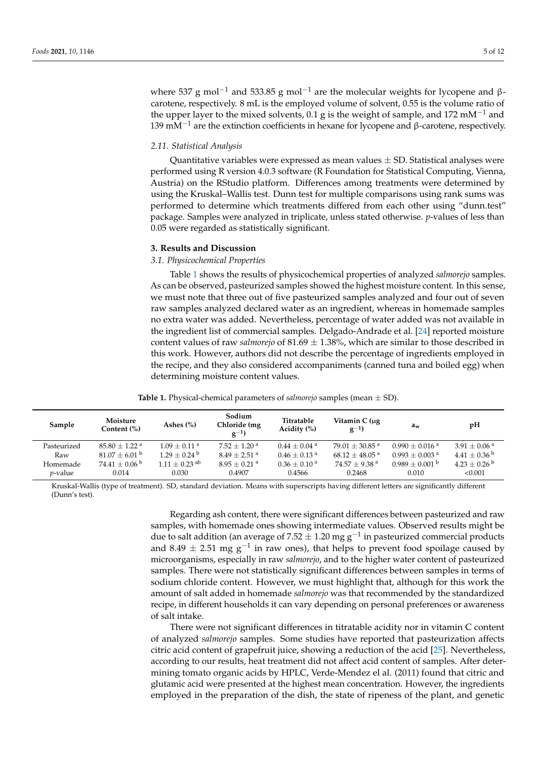where 537 g mol$^{-1}$ and 533.85 g mol$^{-1}$ are the molecular weights for lycopene and β-carotene, respectively. 8 mL is the employed volume of solvent, 0.55 is the volume ratio of the upper layer to the mixed solvents, 0.1 g is the weight of sample, and 172 mM$^{-1}$ and 139 mM$^{-1}$ are the extinction coefficients in hexane for lycopene and β-carotene, respectively.

### *2.11. Statistical Analysis*

Quantitative variables were expressed as mean values ± SD. Statistical analyses were performed using R version 4.0.3 software (R Foundation for Statistical Computing, Vienna, Austria) on the RStudio platform. Differences among treatments were determined by using the Kruskal–Wallis test. Dunn test for multiple comparisons using rank sums was performed to determine which treatments differed from each other using "dunn.test" package. Samples were analyzed in triplicate, unless stated otherwise. *p*-values of less than 0.05 were regarded as statistically significant.

## **3. Results and Discussion**

### *3.1. Physicochemical Properties*

Table 1 shows the results of physicochemical properties of analyzed *salmorejo* samples. As can be observed, pasteurized samples showed the highest moisture content. In this sense, we must note that three out of five pasteurized samples analyzed and four out of seven raw samples analyzed declared water as an ingredient, whereas in homemade samples no extra water was added. Nevertheless, percentage of water added was not available in the ingredient list of commercial samples. Delgado-Andrade et al. [24] reported moisture content values of raw *salmorejo* of 81.69 ± 1.38%, which are similar to those described in this work. However, authors did not describe the percentage of ingredients employed in the recipe, and they also considered accompaniments (canned tuna and boiled egg) when determining moisture content values.

**Table 1.** Physical-chemical parameters of *salmorejo* samples (mean ± SD).

| Sample | Moisture Content (%) | Ashes (%) | Sodium Chloride (mg g$^{-1}$) | Titratable Acidity (%) | Vitamin C (µg g$^{-1}$) | $a_w$ | pH |
|---|---|---|---|---|---|---|---|
| Pasteurized | 85.80 ± 1.22 [a] | 1.09 ± 0.11 [a] | 7.52 ± 1.20 [a] | 0.44 ± 0.04 [a] | 79.01 ± 30.85 [a] | 0.990 ± 0.016 [a] | 3.91 ± 0.06 [a] |
| Raw | 81.07 ± 6.01 [b] | 1.29 ± 0.24 [b] | 8.49 ± 2.51 [a] | 0.46 ± 0.13 [a] | 68.12 ± 48.05 [a] | 0.993 ± 0.003 [a] | 4.41 ± 0.36 [b] |
| Homemade | 74.41 ± 0.06 [b] | 1.11 ± 0.23 [ab] | 8.95 ± 0.21 [a] | 0.36 ± 0.10 [a] | 74.57 ± 9.38 [a] | 0.989 ± 0.001 [b] | 4.23 ± 0.26 [b] |
| *p*-value | 0.014 | 0.030 | 0.4907 | 0.4566 | 0.2468 | 0.010 | <0.001 |

Kruskal-Wallis (type of treatment). SD, standard deviation. Means with superscripts having different letters are significantly different (Dunn's test).

Regarding ash content, there were significant differences between pasteurized and raw samples, with homemade ones showing intermediate values. Observed results might be due to salt addition (an average of 7.52 ± 1.20 mg g$^{-1}$ in pasteurized commercial products and 8.49 ± 2.51 mg g$^{-1}$ in raw ones), that helps to prevent food spoilage caused by microorganisms, especially in raw *salmorejo*, and to the higher water content of pasteurized samples. There were not statistically significant differences between samples in terms of sodium chloride content. However, we must highlight that, although for this work the amount of salt added in homemade *salmorejo* was that recommended by the standardized recipe, in different households it can vary depending on personal preferences or awareness of salt intake.

There were not significant differences in titratable acidity nor in vitamin C content of analyzed *salmorejo* samples. Some studies have reported that pasteurization affects citric acid content of grapefruit juice, showing a reduction of the acid [25]. Nevertheless, according to our results, heat treatment did not affect acid content of samples. After determining tomato organic acids by HPLC, Verde-Mendez el al. (2011) found that citric and glutamic acid were presented at the highest mean concentration. However, the ingredients employed in the preparation of the dish, the state of ripeness of the plant, and genetic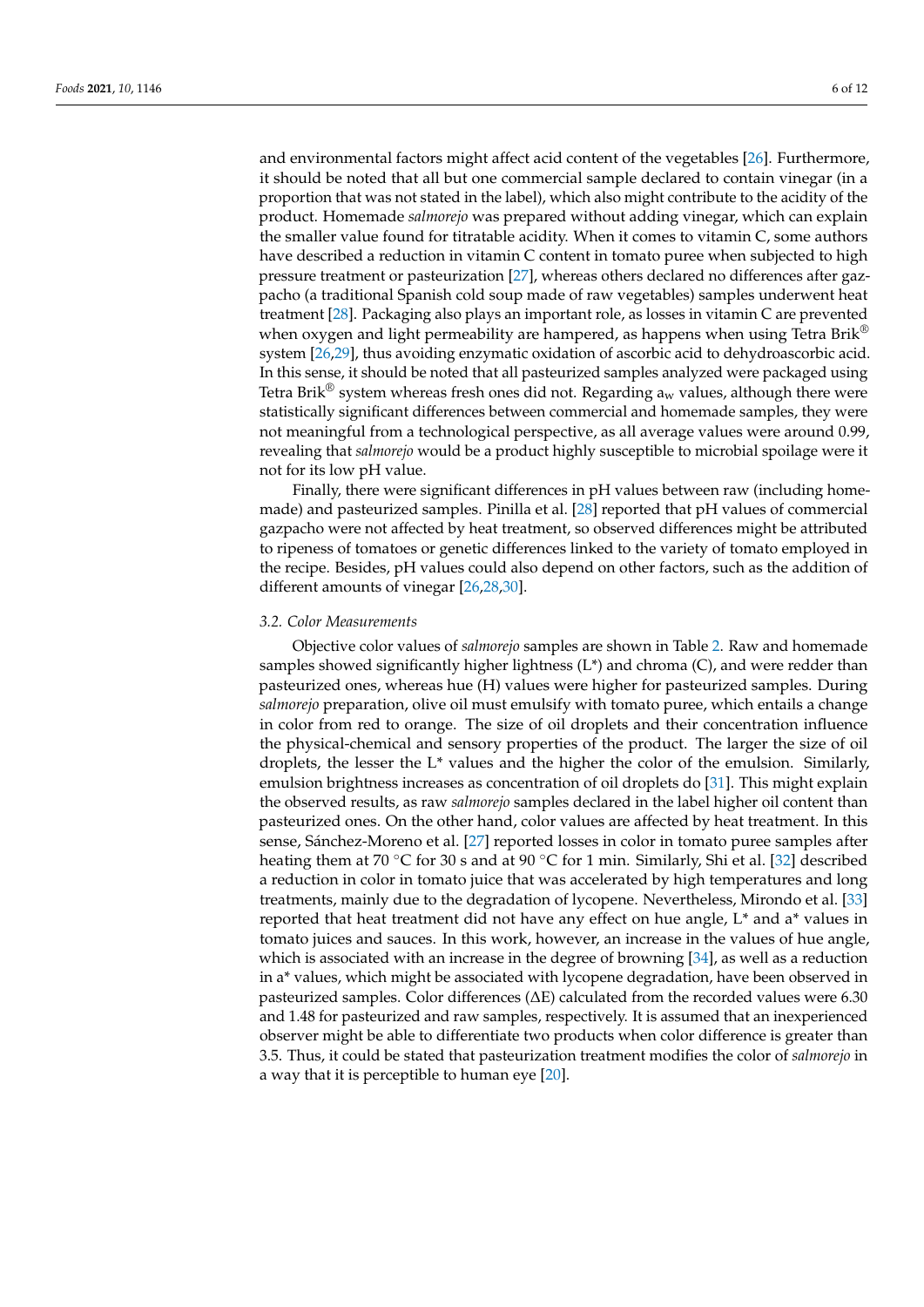and environmental factors might affect acid content of the vegetables [26]. Furthermore, it should be noted that all but one commercial sample declared to contain vinegar (in a proportion that was not stated in the label), which also might contribute to the acidity of the product. Homemade *salmorejo* was prepared without adding vinegar, which can explain the smaller value found for titratable acidity. When it comes to vitamin C, some authors have described a reduction in vitamin C content in tomato puree when subjected to high pressure treatment or pasteurization [27], whereas others declared no differences after gazpacho (a traditional Spanish cold soup made of raw vegetables) samples underwent heat treatment [28]. Packaging also plays an important role, as losses in vitamin C are prevented when oxygen and light permeability are hampered, as happens when using Tetra Brik® system [26,29], thus avoiding enzymatic oxidation of ascorbic acid to dehydroascorbic acid. In this sense, it should be noted that all pasteurized samples analyzed were packaged using Tetra Brik® system whereas fresh ones did not. Regarding $a_w$ values, although there were statistically significant differences between commercial and homemade samples, they were not meaningful from a technological perspective, as all average values were around 0.99, revealing that *salmorejo* would be a product highly susceptible to microbial spoilage were it not for its low pH value.

Finally, there were significant differences in pH values between raw (including homemade) and pasteurized samples. Pinilla et al. [28] reported that pH values of commercial gazpacho were not affected by heat treatment, so observed differences might be attributed to ripeness of tomatoes or genetic differences linked to the variety of tomato employed in the recipe. Besides, pH values could also depend on other factors, such as the addition of different amounts of vinegar [26,28,30].

### 3.2. Color Measurements

Objective color values of *salmorejo* samples are shown in Table 2. Raw and homemade samples showed significantly higher lightness (L*) and chroma (C), and were redder than pasteurized ones, whereas hue (H) values were higher for pasteurized samples. During *salmorejo* preparation, olive oil must emulsify with tomato puree, which entails a change in color from red to orange. The size of oil droplets and their concentration influence the physical-chemical and sensory properties of the product. The larger the size of oil droplets, the lesser the L* values and the higher the color of the emulsion. Similarly, emulsion brightness increases as concentration of oil droplets do [31]. This might explain the observed results, as raw *salmorejo* samples declared in the label higher oil content than pasteurized ones. On the other hand, color values are affected by heat treatment. In this sense, Sánchez-Moreno et al. [27] reported losses in color in tomato puree samples after heating them at 70 °C for 30 s and at 90 °C for 1 min. Similarly, Shi et al. [32] described a reduction in color in tomato juice that was accelerated by high temperatures and long treatments, mainly due to the degradation of lycopene. Nevertheless, Mirondo et al. [33] reported that heat treatment did not have any effect on hue angle, L* and a* values in tomato juices and sauces. In this work, however, an increase in the values of hue angle, which is associated with an increase in the degree of browning [34], as well as a reduction in a* values, which might be associated with lycopene degradation, have been observed in pasteurized samples. Color differences ($\Delta E$) calculated from the recorded values were 6.30 and 1.48 for pasteurized and raw samples, respectively. It is assumed that an inexperienced observer might be able to differentiate two products when color difference is greater than 3.5. Thus, it could be stated that pasteurization treatment modifies the color of *salmorejo* in a way that it is perceptible to human eye [20].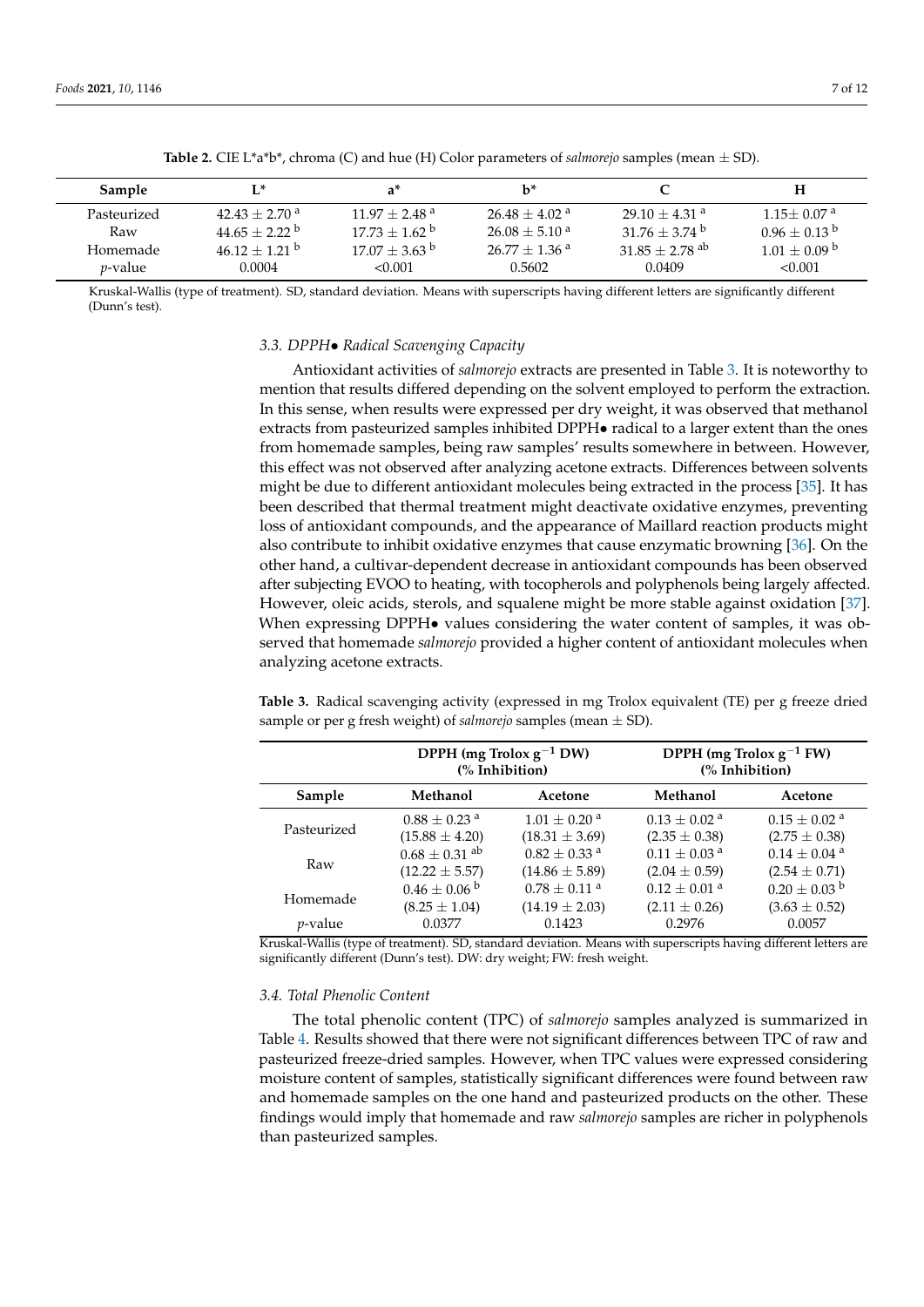**Table 2.** CIE L*a*b*, chroma (C) and hue (H) Color parameters of *salmorejo* samples (mean ± SD).

| Sample | L* | a* | b* | C | H |
|---|---|---|---|---|---|
| Pasteurized | 42.43 ± 2.70 $^{a}$ | 11.97 ± 2.48 $^{a}$ | 26.48 ± 4.02 $^{a}$ | 29.10 ± 4.31 $^{a}$ | 1.15± 0.07 $^{a}$ |
| Raw | 44.65 ± 2.22 $^{b}$ | 17.73 ± 1.62 $^{b}$ | 26.08 ± 5.10 $^{a}$ | 31.76 ± 3.74 $^{b}$ | 0.96 ± 0.13 $^{b}$ |
| Homemade | 46.12 ± 1.21 $^{b}$ | 17.07 ± 3.63 $^{b}$ | 26.77 ± 1.36 $^{a}$ | 31.85 ± 2.78 $^{ab}$ | 1.01 ± 0.09 $^{b}$ |
| *p*-value | 0.0004 | <0.001 | 0.5602 | 0.0409 | <0.001 |

Kruskal-Wallis (type of treatment). SD, standard deviation. Means with superscripts having different letters are significantly different (Dunn's test).

### 3.3. DPPH• Radical Scavenging Capacity

Antioxidant activities of *salmorejo* extracts are presented in Table 3. It is noteworthy to mention that results differed depending on the solvent employed to perform the extraction. In this sense, when results were expressed per dry weight, it was observed that methanol extracts from pasteurized samples inhibited DPPH• radical to a larger extent than the ones from homemade samples, being raw samples' results somewhere in between. However, this effect was not observed after analyzing acetone extracts. Differences between solvents might be due to different antioxidant molecules being extracted in the process [35]. It has been described that thermal treatment might deactivate oxidative enzymes, preventing loss of antioxidant compounds, and the appearance of Maillard reaction products might also contribute to inhibit oxidative enzymes that cause enzymatic browning [36]. On the other hand, a cultivar-dependent decrease in antioxidant compounds has been observed after subjecting EVOO to heating, with tocopherols and polyphenols being largely affected. However, oleic acids, sterols, and squalene might be more stable against oxidation [37]. When expressing DPPH• values considering the water content of samples, it was observed that homemade *salmorejo* provided a higher content of antioxidant molecules when analyzing acetone extracts.

**Table 3.** Radical scavenging activity (expressed in mg Trolox equivalent (TE) per g freeze dried sample or per g fresh weight) of *salmorejo* samples (mean ± SD).

| | DPPH (mg Trolox $g^{-1}$ DW) (% Inhibition) | | DPPH (mg Trolox $g^{-1}$ FW) (% Inhibition) | |
|---|---|---|---|---|
| **Sample** | **Methanol** | **Acetone** | **Methanol** | **Acetone** |
| Pasteurized | 0.88 ± 0.23 $^{a}$ (15.88 ± 4.20) | 1.01 ± 0.20 $^{a}$ (18.31 ± 3.69) | 0.13 ± 0.02 $^{a}$ (2.35 ± 0.38) | 0.15 ± 0.02 $^{a}$ (2.75 ± 0.38) |
| Raw | 0.68 ± 0.31 $^{ab}$ (12.22 ± 5.57) | 0.82 ± 0.33 $^{a}$ (14.86 ± 5.89) | 0.11 ± 0.03 $^{a}$ (2.04 ± 0.59) | 0.14 ± 0.04 $^{a}$ (2.54 ± 0.71) |
| Homemade | 0.46 ± 0.06 $^{b}$ (8.25 ± 1.04) | 0.78 ± 0.11 $^{a}$ (14.19 ± 2.03) | 0.12 ± 0.01 $^{a}$ (2.11 ± 0.26) | 0.20 ± 0.03 $^{b}$ (3.63 ± 0.52) |
| *p*-value | 0.0377 | 0.1423 | 0.2976 | 0.0057 |

Kruskal-Wallis (type of treatment). SD, standard deviation. Means with superscripts having different letters are significantly different (Dunn's test). DW: dry weight; FW: fresh weight.

### 3.4. Total Phenolic Content

The total phenolic content (TPC) of *salmorejo* samples analyzed is summarized in Table 4. Results showed that there were not significant differences between TPC of raw and pasteurized freeze-dried samples. However, when TPC values were expressed considering moisture content of samples, statistically significant differences were found between raw and homemade samples on the one hand and pasteurized products on the other. These findings would imply that homemade and raw *salmorejo* samples are richer in polyphenols than pasteurized samples.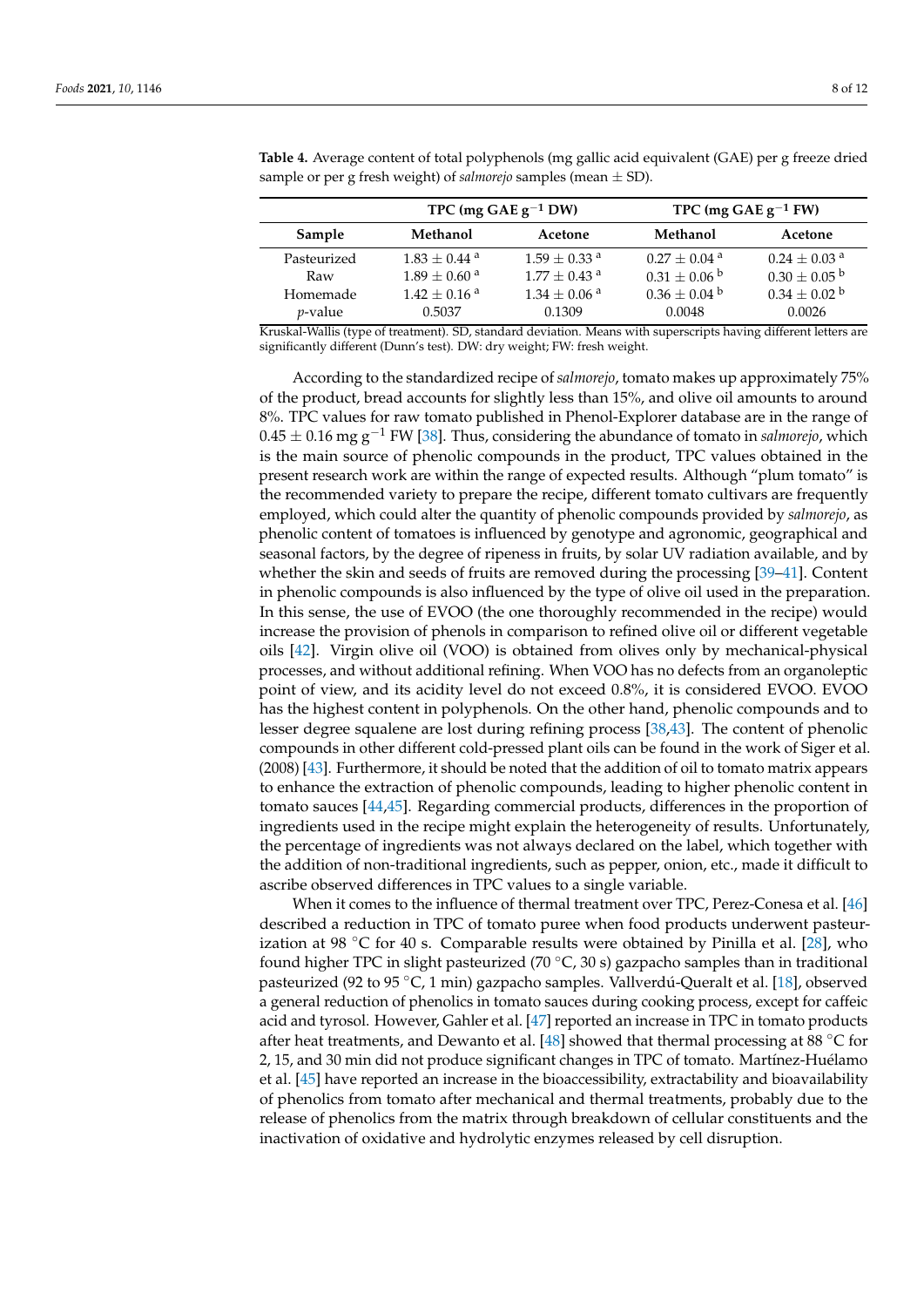**Table 4.** Average content of total polyphenols (mg gallic acid equivalent (GAE) per g freeze dried sample or per g fresh weight) of *salmorejo* samples (mean ± SD).

| | TPC (mg GAE $g^{-1}$ DW) | | TPC (mg GAE $g^{-1}$ FW) | |
|---|---|---|---|---|
| **Sample** | **Methanol** | **Acetone** | **Methanol** | **Acetone** |
| Pasteurized | $1.83 \pm 0.44$ [a] | $1.59 \pm 0.33$ [a] | $0.27 \pm 0.04$ [a] | $0.24 \pm 0.03$ [a] |
| Raw | $1.89 \pm 0.60$ [a] | $1.77 \pm 0.43$ [a] | $0.31 \pm 0.06$ [b] | $0.30 \pm 0.05$ [b] |
| Homemade | $1.42 \pm 0.16$ [a] | $1.34 \pm 0.06$ [a] | $0.36 \pm 0.04$ [b] | $0.34 \pm 0.02$ [b] |
| *p*-value | 0.5037 | 0.1309 | 0.0048 | 0.0026 |

Kruskal-Wallis (type of treatment). SD, standard deviation. Means with superscripts having different letters are significantly different (Dunn's test). DW: dry weight; FW: fresh weight.

According to the standardized recipe of *salmorejo*, tomato makes up approximately 75% of the product, bread accounts for slightly less than 15%, and olive oil amounts to around 8%. TPC values for raw tomato published in Phenol-Explorer database are in the range of $0.45 \pm 0.16$ mg $g^{-1}$ FW [38]. Thus, considering the abundance of tomato in *salmorejo*, which is the main source of phenolic compounds in the product, TPC values obtained in the present research work are within the range of expected results. Although "plum tomato" is the recommended variety to prepare the recipe, different tomato cultivars are frequently employed, which could alter the quantity of phenolic compounds provided by *salmorejo*, as phenolic content of tomatoes is influenced by genotype and agronomic, geographical and seasonal factors, by the degree of ripeness in fruits, by solar UV radiation available, and by whether the skin and seeds of fruits are removed during the processing [39–41]. Content in phenolic compounds is also influenced by the type of olive oil used in the preparation. In this sense, the use of EVOO (the one thoroughly recommended in the recipe) would increase the provision of phenols in comparison to refined olive oil or different vegetable oils [42]. Virgin olive oil (VOO) is obtained from olives only by mechanical-physical processes, and without additional refining. When VOO has no defects from an organoleptic point of view, and its acidity level do not exceed 0.8%, it is considered EVOO. EVOO has the highest content in polyphenols. On the other hand, phenolic compounds and to lesser degree squalene are lost during refining process [38,43]. The content of phenolic compounds in other different cold-pressed plant oils can be found in the work of Siger et al. (2008) [43]. Furthermore, it should be noted that the addition of oil to tomato matrix appears to enhance the extraction of phenolic compounds, leading to higher phenolic content in tomato sauces [44,45]. Regarding commercial products, differences in the proportion of ingredients used in the recipe might explain the heterogeneity of results. Unfortunately, the percentage of ingredients was not always declared on the label, which together with the addition of non-traditional ingredients, such as pepper, onion, etc., made it difficult to ascribe observed differences in TPC values to a single variable.

When it comes to the influence of thermal treatment over TPC, Perez-Conesa et al. [46] described a reduction in TPC of tomato puree when food products underwent pasteurization at 98 °C for 40 s. Comparable results were obtained by Pinilla et al. [28], who found higher TPC in slight pasteurized (70 °C, 30 s) gazpacho samples than in traditional pasteurized (92 to 95 °C, 1 min) gazpacho samples. Vallverdú-Queralt et al. [18], observed a general reduction of phenolics in tomato sauces during cooking process, except for caffeic acid and tyrosol. However, Gahler et al. [47] reported an increase in TPC in tomato products after heat treatments, and Dewanto et al. [48] showed that thermal processing at 88 °C for 2, 15, and 30 min did not produce significant changes in TPC of tomato. Martínez-Huélamo et al. [45] have reported an increase in the bioaccessibility, extractability and bioavailability of phenolics from tomato after mechanical and thermal treatments, probably due to the release of phenolics from the matrix through breakdown of cellular constituents and the inactivation of oxidative and hydrolytic enzymes released by cell disruption.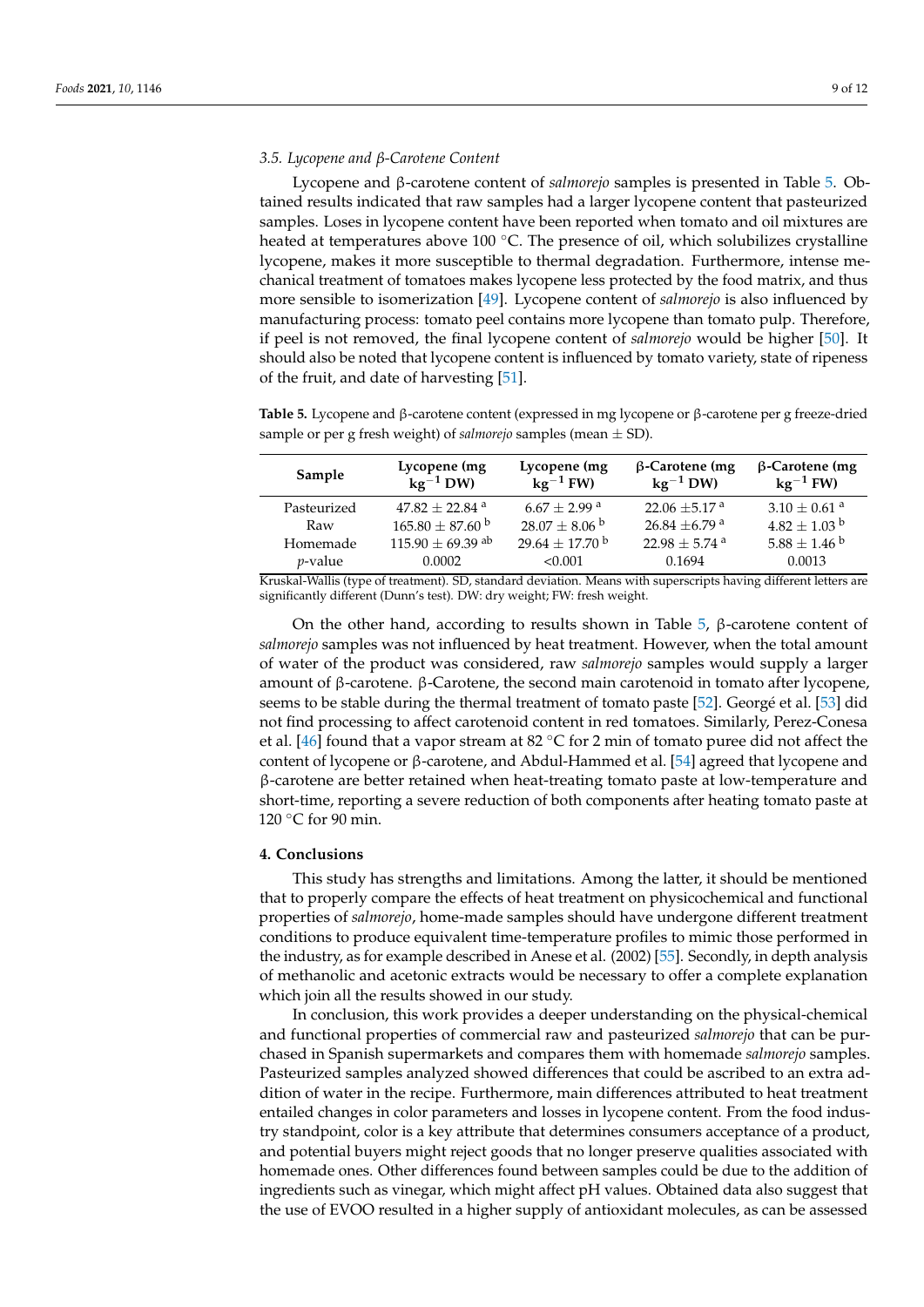### 3.5. Lycopene and β-Carotene Content

Lycopene and β-carotene content of *salmorejo* samples is presented in Table 5. Obtained results indicated that raw samples had a larger lycopene content that pasteurized samples. Loses in lycopene content have been reported when tomato and oil mixtures are heated at temperatures above 100 °C. The presence of oil, which solubilizes crystalline lycopene, makes it more susceptible to thermal degradation. Furthermore, intense mechanical treatment of tomatoes makes lycopene less protected by the food matrix, and thus more sensible to isomerization [49]. Lycopene content of *salmorejo* is also influenced by manufacturing process: tomato peel contains more lycopene than tomato pulp. Therefore, if peel is not removed, the final lycopene content of *salmorejo* would be higher [50]. It should also be noted that lycopene content is influenced by tomato variety, state of ripeness of the fruit, and date of harvesting [51].

**Table 5.** Lycopene and β-carotene content (expressed in mg lycopene or β-carotene per g freeze-dried sample or per g fresh weight) of *salmorejo* samples (mean ± SD).

| Sample | Lycopene (mg $kg^{-1}$ DW) | Lycopene (mg $kg^{-1}$ FW) | β-Carotene (mg $kg^{-1}$ DW) | β-Carotene (mg $kg^{-1}$ FW) |
|---|---|---|---|---|
| Pasteurized | 47.82 ± 22.84 [a] | 6.67 ± 2.99 [a] | 22.06 ±5.17 [a] | 3.10 ± 0.61 [a] |
| Raw | 165.80 ± 87.60 [b] | 28.07 ± 8.06 [b] | 26.84 ±6.79 [a] | 4.82 ± 1.03 [b] |
| Homemade | 115.90 ± 69.39 [ab] | 29.64 ± 17.70 [b] | 22.98 ± 5.74 [a] | 5.88 ± 1.46 [b] |
| *p*-value | 0.0002 | <0.001 | 0.1694 | 0.0013 |

Kruskal-Wallis (type of treatment). SD, standard deviation. Means with superscripts having different letters are significantly different (Dunn's test). DW: dry weight; FW: fresh weight.

On the other hand, according to results shown in Table 5, β-carotene content of *salmorejo* samples was not influenced by heat treatment. However, when the total amount of water of the product was considered, raw *salmorejo* samples would supply a larger amount of β-carotene. β-Carotene, the second main carotenoid in tomato after lycopene, seems to be stable during the thermal treatment of tomato paste [52]. Georgé et al. [53] did not find processing to affect carotenoid content in red tomatoes. Similarly, Perez-Conesa et al. [46] found that a vapor stream at 82 °C for 2 min of tomato puree did not affect the content of lycopene or β-carotene, and Abdul-Hammed et al. [54] agreed that lycopene and β-carotene are better retained when heat-treating tomato paste at low-temperature and short-time, reporting a severe reduction of both components after heating tomato paste at 120 °C for 90 min.

## 4. Conclusions

This study has strengths and limitations. Among the latter, it should be mentioned that to properly compare the effects of heat treatment on physicochemical and functional properties of *salmorejo*, home-made samples should have undergone different treatment conditions to produce equivalent time-temperature profiles to mimic those performed in the industry, as for example described in Anese et al. (2002) [55]. Secondly, in depth analysis of methanolic and acetonic extracts would be necessary to offer a complete explanation which join all the results showed in our study.

In conclusion, this work provides a deeper understanding on the physical-chemical and functional properties of commercial raw and pasteurized *salmorejo* that can be purchased in Spanish supermarkets and compares them with homemade *salmorejo* samples. Pasteurized samples analyzed showed differences that could be ascribed to an extra addition of water in the recipe. Furthermore, main differences attributed to heat treatment entailed changes in color parameters and losses in lycopene content. From the food industry standpoint, color is a key attribute that determines consumers acceptance of a product, and potential buyers might reject goods that no longer preserve qualities associated with homemade ones. Other differences found between samples could be due to the addition of ingredients such as vinegar, which might affect pH values. Obtained data also suggest that the use of EVOO resulted in a higher supply of antioxidant molecules, as can be assessed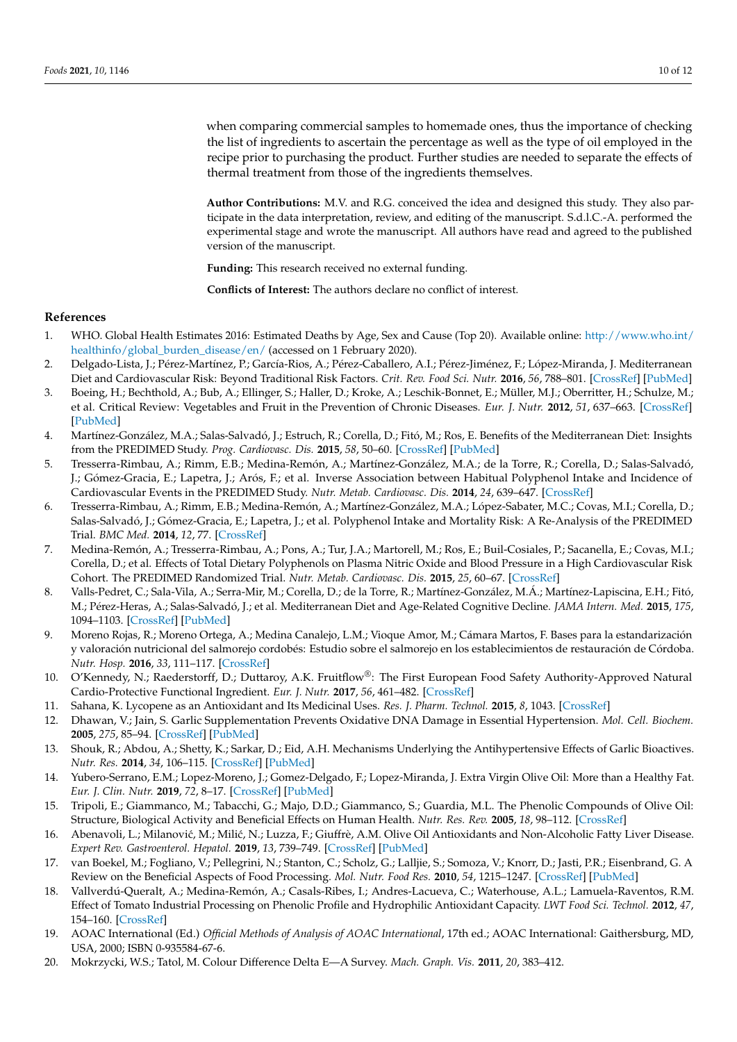when comparing commercial samples to homemade ones, thus the importance of checking the list of ingredients to ascertain the percentage as well as the type of oil employed in the recipe prior to purchasing the product. Further studies are needed to separate the effects of thermal treatment from those of the ingredients themselves.

**Author Contributions:** M.V. and R.G. conceived the idea and designed this study. They also participate in the data interpretation, review, and editing of the manuscript. S.d.l.C.-A. performed the experimental stage and wrote the manuscript. All authors have read and agreed to the published version of the manuscript.

**Funding:** This research received no external funding.

**Conflicts of Interest:** The authors declare no conflict of interest.

## References

1. WHO. Global Health Estimates 2016: Estimated Deaths by Age, Sex and Cause (Top 20). Available online: http://www.who.int/healthinfo/global_burden_disease/en/ (accessed on 1 February 2020).
2. Delgado-Lista, J.; Pérez-Martínez, P.; García-Rios, A.; Pérez-Caballero, A.I.; Pérez-Jiménez, F.; López-Miranda, J. Mediterranean Diet and Cardiovascular Risk: Beyond Traditional Risk Factors. *Crit. Rev. Food Sci. Nutr.* **2016**, *56*, 788–801. [CrossRef] [PubMed]
3. Boeing, H.; Bechthold, A.; Bub, A.; Ellinger, S.; Haller, D.; Kroke, A.; Leschik-Bonnet, E.; Müller, M.J.; Oberritter, H.; Schulze, M.; et al. Critical Review: Vegetables and Fruit in the Prevention of Chronic Diseases. *Eur. J. Nutr.* **2012**, *51*, 637–663. [CrossRef] [PubMed]
4. Martínez-González, M.A.; Salas-Salvadó, J.; Estruch, R.; Corella, D.; Fitó, M.; Ros, E. Benefits of the Mediterranean Diet: Insights from the PREDIMED Study. *Prog. Cardiovasc. Dis.* **2015**, *58*, 50–60. [CrossRef] [PubMed]
5. Tresserra-Rimbau, A.; Rimm, E.B.; Medina-Remón, A.; Martínez-González, M.A.; de la Torre, R.; Corella, D.; Salas-Salvadó, J.; Gómez-Gracia, E.; Lapetra, J.; Arós, F.; et al. Inverse Association between Habitual Polyphenol Intake and Incidence of Cardiovascular Events in the PREDIMED Study. *Nutr. Metab. Cardiovasc. Dis.* **2014**, *24*, 639–647. [CrossRef]
6. Tresserra-Rimbau, A.; Rimm, E.B.; Medina-Remón, A.; Martínez-González, M.A.; López-Sabater, M.C.; Covas, M.I.; Corella, D.; Salas-Salvadó, J.; Gómez-Gracia, E.; Lapetra, J.; et al. Polyphenol Intake and Mortality Risk: A Re-Analysis of the PREDIMED Trial. *BMC Med.* **2014**, *12*, 77. [CrossRef]
7. Medina-Remón, A.; Tresserra-Rimbau, A.; Pons, A.; Tur, J.A.; Martorell, M.; Ros, E.; Buil-Cosiales, P.; Sacanella, E.; Covas, M.I.; Corella, D.; et al. Effects of Total Dietary Polyphenols on Plasma Nitric Oxide and Blood Pressure in a High Cardiovascular Risk Cohort. The PREDIMED Randomized Trial. *Nutr. Metab. Cardiovasc. Dis.* **2015**, *25*, 60–67. [CrossRef]
8. Valls-Pedret, C.; Sala-Vila, A.; Serra-Mir, M.; Corella, D.; de la Torre, R.; Martínez-González, M.Á.; Martínez-Lapiscina, E.H.; Fitó, M.; Pérez-Heras, A.; Salas-Salvadó, J.; et al. Mediterranean Diet and Age-Related Cognitive Decline. *JAMA Intern. Med.* **2015**, *175*, 1094–1103. [CrossRef] [PubMed]
9. Moreno Rojas, R.; Moreno Ortega, A.; Medina Canalejo, L.M.; Vioque Amor, M.; Cámara Martos, F. Bases para la estandarización y valoración nutricional del salmorejo cordobés: Estudio sobre el salmorejo en los establecimientos de restauración de Córdoba. *Nutr. Hosp.* **2016**, *33*, 111–117. [CrossRef]
10. O'Kennedy, N.; Raederstorff, D.; Duttaroy, A.K. Fruitflow®: The First European Food Safety Authority-Approved Natural Cardio-Protective Functional Ingredient. *Eur. J. Nutr.* **2017**, *56*, 461–482. [CrossRef]
11. Sahana, K. Lycopene as an Antioxidant and Its Medicinal Uses. *Res. J. Pharm. Technol.* **2015**, *8*, 1043. [CrossRef]
12. Dhawan, V.; Jain, S. Garlic Supplementation Prevents Oxidative DNA Damage in Essential Hypertension. *Mol. Cell. Biochem.* **2005**, *275*, 85–94. [CrossRef] [PubMed]
13. Shouk, R.; Abdou, A.; Shetty, K.; Sarkar, D.; Eid, A.H. Mechanisms Underlying the Antihypertensive Effects of Garlic Bioactives. *Nutr. Res.* **2014**, *34*, 106–115. [CrossRef] [PubMed]
14. Yubero-Serrano, E.M.; Lopez-Moreno, J.; Gomez-Delgado, F.; Lopez-Miranda, J. Extra Virgin Olive Oil: More than a Healthy Fat. *Eur. J. Clin. Nutr.* **2019**, *72*, 8–17. [CrossRef] [PubMed]
15. Tripoli, E.; Giammanco, M.; Tabacchi, G.; Majo, D.D.; Giammanco, S.; Guardia, M.L. The Phenolic Compounds of Olive Oil: Structure, Biological Activity and Beneficial Effects on Human Health. *Nutr. Res. Rev.* **2005**, *18*, 98–112. [CrossRef]
16. Abenavoli, L.; Milanović, M.; Milić, N.; Luzza, F.; Giuffrè, A.M. Olive Oil Antioxidants and Non-Alcoholic Fatty Liver Disease. *Expert Rev. Gastroenterol. Hepatol.* **2019**, *13*, 739–749. [CrossRef] [PubMed]
17. van Boekel, M.; Fogliano, V.; Pellegrini, N.; Stanton, C.; Scholz, G.; Lalljie, S.; Somoza, V.; Knorr, D.; Jasti, P.R.; Eisenbrand, G. A Review on the Beneficial Aspects of Food Processing. *Mol. Nutr. Food Res.* **2010**, *54*, 1215–1247. [CrossRef] [PubMed]
18. Vallverdú-Queralt, A.; Medina-Remón, A.; Casals-Ribes, I.; Andres-Lacueva, C.; Waterhouse, A.L.; Lamuela-Raventos, R.M. Effect of Tomato Industrial Processing on Phenolic Profile and Hydrophilic Antioxidant Capacity. *LWT Food Sci. Technol.* **2012**, *47*, 154–160. [CrossRef]
19. AOAC International (Ed.) *Official Methods of Analysis of AOAC International*, 17th ed.; AOAC International: Gaithersburg, MD, USA, 2000; ISBN 0-935584-67-6.
20. Mokrzycki, W.S.; Tatol, M. Colour Difference Delta E—A Survey. *Mach. Graph. Vis.* **2011**, *20*, 383–412.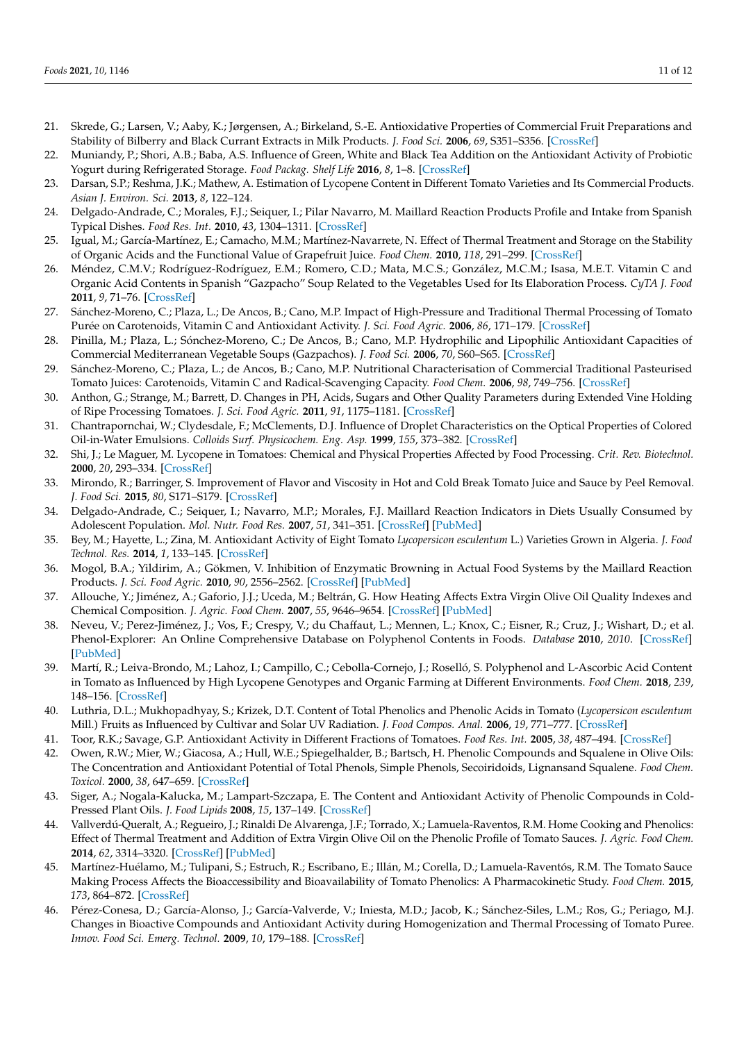21. Skrede, G.; Larsen, V.; Aaby, K.; Jørgensen, A.; Birkeland, S.-E. Antioxidative Properties of Commercial Fruit Preparations and Stability of Bilberry and Black Currant Extracts in Milk Products. *J. Food Sci.* **2006**, *69*, S351–S356. [CrossRef]
22. Muniandy, P.; Shori, A.B.; Baba, A.S. Influence of Green, White and Black Tea Addition on the Antioxidant Activity of Probiotic Yogurt during Refrigerated Storage. *Food Packag. Shelf Life* **2016**, *8*, 1–8. [CrossRef]
23. Darsan, S.P.; Reshma, J.K.; Mathew, A. Estimation of Lycopene Content in Different Tomato Varieties and Its Commercial Products. *Asian J. Environ. Sci.* **2013**, *8*, 122–124.
24. Delgado-Andrade, C.; Morales, F.J.; Seiquer, I.; Pilar Navarro, M. Maillard Reaction Products Profile and Intake from Spanish Typical Dishes. *Food Res. Int.* **2010**, *43*, 1304–1311. [CrossRef]
25. Igual, M.; García-Martínez, E.; Camacho, M.M.; Martínez-Navarrete, N. Effect of Thermal Treatment and Storage on the Stability of Organic Acids and the Functional Value of Grapefruit Juice. *Food Chem.* **2010**, *118*, 291–299. [CrossRef]
26. Méndez, C.M.V.; Rodríguez-Rodríguez, E.M.; Romero, C.D.; Mata, M.C.S.; González, M.C.M.; Isasa, M.E.T. Vitamin C and Organic Acid Contents in Spanish "Gazpacho" Soup Related to the Vegetables Used for Its Elaboration Process. *CyTA J. Food* **2011**, *9*, 71–76. [CrossRef]
27. Sánchez-Moreno, C.; Plaza, L.; De Ancos, B.; Cano, M.P. Impact of High-Pressure and Traditional Thermal Processing of Tomato Purée on Carotenoids, Vitamin C and Antioxidant Activity. *J. Sci. Food Agric.* **2006**, *86*, 171–179. [CrossRef]
28. Pinilla, M.; Plaza, L.; Sónchez-Moreno, C.; De Ancos, B.; Cano, M.P. Hydrophilic and Lipophilic Antioxidant Capacities of Commercial Mediterranean Vegetable Soups (Gazpachos). *J. Food Sci.* **2006**, *70*, S60–S65. [CrossRef]
29. Sánchez-Moreno, C.; Plaza, L.; de Ancos, B.; Cano, M.P. Nutritional Characterisation of Commercial Traditional Pasteurised Tomato Juices: Carotenoids, Vitamin C and Radical-Scavenging Capacity. *Food Chem.* **2006**, *98*, 749–756. [CrossRef]
30. Anthon, G.; Strange, M.; Barrett, D. Changes in PH, Acids, Sugars and Other Quality Parameters during Extended Vine Holding of Ripe Processing Tomatoes. *J. Sci. Food Agric.* **2011**, *91*, 1175–1181. [CrossRef]
31. Chantrapornchai, W.; Clydesdale, F.; McClements, D.J. Influence of Droplet Characteristics on the Optical Properties of Colored Oil-in-Water Emulsions. *Colloids Surf. Physicochem. Eng. Asp.* **1999**, *155*, 373–382. [CrossRef]
32. Shi, J.; Le Maguer, M. Lycopene in Tomatoes: Chemical and Physical Properties Affected by Food Processing. *Crit. Rev. Biotechnol.* **2000**, *20*, 293–334. [CrossRef]
33. Mirondo, R.; Barringer, S. Improvement of Flavor and Viscosity in Hot and Cold Break Tomato Juice and Sauce by Peel Removal. *J. Food Sci.* **2015**, *80*, S171–S179. [CrossRef]
34. Delgado-Andrade, C.; Seiquer, I.; Navarro, M.P.; Morales, F.J. Maillard Reaction Indicators in Diets Usually Consumed by Adolescent Population. *Mol. Nutr. Food Res.* **2007**, *51*, 341–351. [CrossRef] [PubMed]
35. Bey, M.; Hayette, L.; Zina, M. Antioxidant Activity of Eight Tomato *Lycopersicon esculentum* L.) Varieties Grown in Algeria. *J. Food Technol. Res.* **2014**, *1*, 133–145. [CrossRef]
36. Mogol, B.A.; Yildirim, A.; Gökmen, V. Inhibition of Enzymatic Browning in Actual Food Systems by the Maillard Reaction Products. *J. Sci. Food Agric.* **2010**, *90*, 2556–2562. [CrossRef] [PubMed]
37. Allouche, Y.; Jiménez, A.; Gaforio, J.J.; Uceda, M.; Beltrán, G. How Heating Affects Extra Virgin Olive Oil Quality Indexes and Chemical Composition. *J. Agric. Food Chem.* **2007**, *55*, 9646–9654. [CrossRef] [PubMed]
38. Neveu, V.; Perez-Jiménez, J.; Vos, F.; Crespy, V.; du Chaffaut, L.; Mennen, L.; Knox, C.; Eisner, R.; Cruz, J.; Wishart, D.; et al. Phenol-Explorer: An Online Comprehensive Database on Polyphenol Contents in Foods. *Database* **2010**, *2010*. [CrossRef] [PubMed]
39. Martí, R.; Leiva-Brondo, M.; Lahoz, I.; Campillo, C.; Cebolla-Cornejo, J.; Roselló, S. Polyphenol and L-Ascorbic Acid Content in Tomato as Influenced by High Lycopene Genotypes and Organic Farming at Different Environments. *Food Chem.* **2018**, *239*, 148–156. [CrossRef]
40. Luthria, D.L.; Mukhopadhyay, S.; Krizek, D.T. Content of Total Phenolics and Phenolic Acids in Tomato (*Lycopersicon esculentum* Mill.) Fruits as Influenced by Cultivar and Solar UV Radiation. *J. Food Compos. Anal.* **2006**, *19*, 771–777. [CrossRef]
41. Toor, R.K.; Savage, G.P. Antioxidant Activity in Different Fractions of Tomatoes. *Food Res. Int.* **2005**, *38*, 487–494. [CrossRef]
42. Owen, R.W.; Mier, W.; Giacosa, A.; Hull, W.E.; Spiegelhalder, B.; Bartsch, H. Phenolic Compounds and Squalene in Olive Oils: The Concentration and Antioxidant Potential of Total Phenols, Simple Phenols, Secoiridoids, Lignansand Squalene. *Food Chem. Toxicol.* **2000**, *38*, 647–659. [CrossRef]
43. Siger, A.; Nogala-Kalucka, M.; Lampart-Szczapa, E. The Content and Antioxidant Activity of Phenolic Compounds in Cold-Pressed Plant Oils. *J. Food Lipids* **2008**, *15*, 137–149. [CrossRef]
44. Vallverdú-Queralt, A.; Regueiro, J.; Rinaldi De Alvarenga, J.F.; Torrado, X.; Lamuela-Raventos, R.M. Home Cooking and Phenolics: Effect of Thermal Treatment and Addition of Extra Virgin Olive Oil on the Phenolic Profile of Tomato Sauces. *J. Agric. Food Chem.* **2014**, *62*, 3314–3320. [CrossRef] [PubMed]
45. Martínez-Huélamo, M.; Tulipani, S.; Estruch, R.; Escribano, E.; Illán, M.; Corella, D.; Lamuela-Raventós, R.M. The Tomato Sauce Making Process Affects the Bioaccessibility and Bioavailability of Tomato Phenolics: A Pharmacokinetic Study. *Food Chem.* **2015**, *173*, 864–872. [CrossRef]
46. Pérez-Conesa, D.; García-Alonso, J.; García-Valverde, V.; Iniesta, M.D.; Jacob, K.; Sánchez-Siles, L.M.; Ros, G.; Periago, M.J. Changes in Bioactive Compounds and Antioxidant Activity during Homogenization and Thermal Processing of Tomato Puree. *Innov. Food Sci. Emerg. Technol.* **2009**, *10*, 179–188. [CrossRef]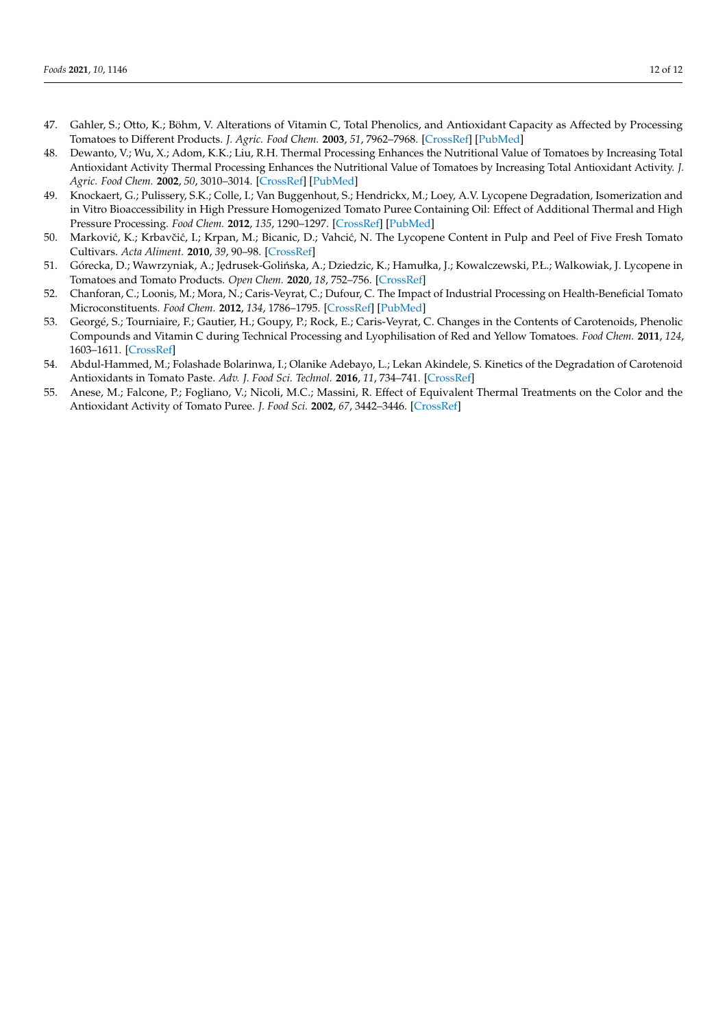47. Gahler, S.; Otto, K.; Böhm, V. Alterations of Vitamin C, Total Phenolics, and Antioxidant Capacity as Affected by Processing Tomatoes to Different Products. *J. Agric. Food Chem.* **2003**, *51*, 7962–7968. [CrossRef] [PubMed]
48. Dewanto, V.; Wu, X.; Adom, K.K.; Liu, R.H. Thermal Processing Enhances the Nutritional Value of Tomatoes by Increasing Total Antioxidant Activity Thermal Processing Enhances the Nutritional Value of Tomatoes by Increasing Total Antioxidant Activity. *J. Agric. Food Chem.* **2002**, *50*, 3010–3014. [CrossRef] [PubMed]
49. Knockaert, G.; Pulissery, S.K.; Colle, I.; Van Buggenhout, S.; Hendrickx, M.; Loey, A.V. Lycopene Degradation, Isomerization and in Vitro Bioaccessibility in High Pressure Homogenized Tomato Puree Containing Oil: Effect of Additional Thermal and High Pressure Processing. *Food Chem.* **2012**, *135*, 1290–1297. [CrossRef] [PubMed]
50. Marković, K.; Krbavčić, I.; Krpan, M.; Bicanic, D.; Vahcić, N. The Lycopene Content in Pulp and Peel of Five Fresh Tomato Cultivars. *Acta Aliment.* **2010**, *39*, 90–98. [CrossRef]
51. Górecka, D.; Wawrzyniak, A.; Jędrusek-Golińska, A.; Dziedzic, K.; Hamułka, J.; Kowalczewski, P.Ł.; Walkowiak, J. Lycopene in Tomatoes and Tomato Products. *Open Chem.* **2020**, *18*, 752–756. [CrossRef]
52. Chanforan, C.; Loonis, M.; Mora, N.; Caris-Veyrat, C.; Dufour, C. The Impact of Industrial Processing on Health-Beneficial Tomato Microconstituents. *Food Chem.* **2012**, *134*, 1786–1795. [CrossRef] [PubMed]
53. Georgé, S.; Tourniaire, F.; Gautier, H.; Goupy, P.; Rock, E.; Caris-Veyrat, C. Changes in the Contents of Carotenoids, Phenolic Compounds and Vitamin C during Technical Processing and Lyophilisation of Red and Yellow Tomatoes. *Food Chem.* **2011**, *124*, 1603–1611. [CrossRef]
54. Abdul-Hammed, M.; Folashade Bolarinwa, I.; Olanike Adebayo, L.; Lekan Akindele, S. Kinetics of the Degradation of Carotenoid Antioxidants in Tomato Paste. *Adv. J. Food Sci. Technol.* **2016**, *11*, 734–741. [CrossRef]
55. Anese, M.; Falcone, P.; Fogliano, V.; Nicoli, M.C.; Massini, R. Effect of Equivalent Thermal Treatments on the Color and the Antioxidant Activity of Tomato Puree. *J. Food Sci.* **2002**, *67*, 3442–3446. [CrossRef]